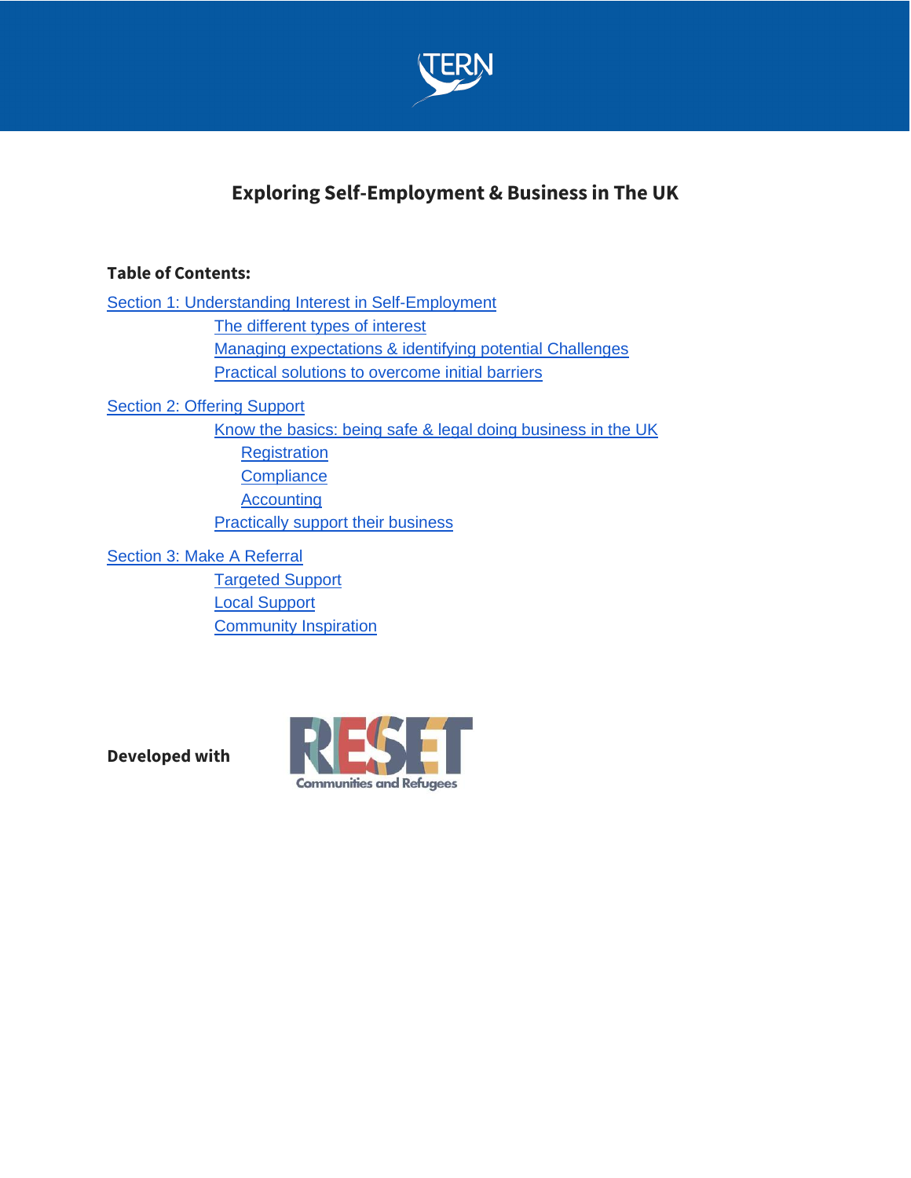# Exploring Self-Employment & Business in The UK

**Table of Contents:**

- Section 1: Understanding Interest in Self-Employment
  - The different types of interest
  - Managing expectations & identifying potential Challenges
  - Practical solutions to overcome initial barriers
- Section 2: Offering Support
  - Know the basics: being safe & legal doing business in the UK
    - Registration
    - Compliance
    - Accounting
  - Practically support their business
- Section 3: Make A Referral
  - Targeted Support
  - Local Support
  - Community Inspiration

**Developed with**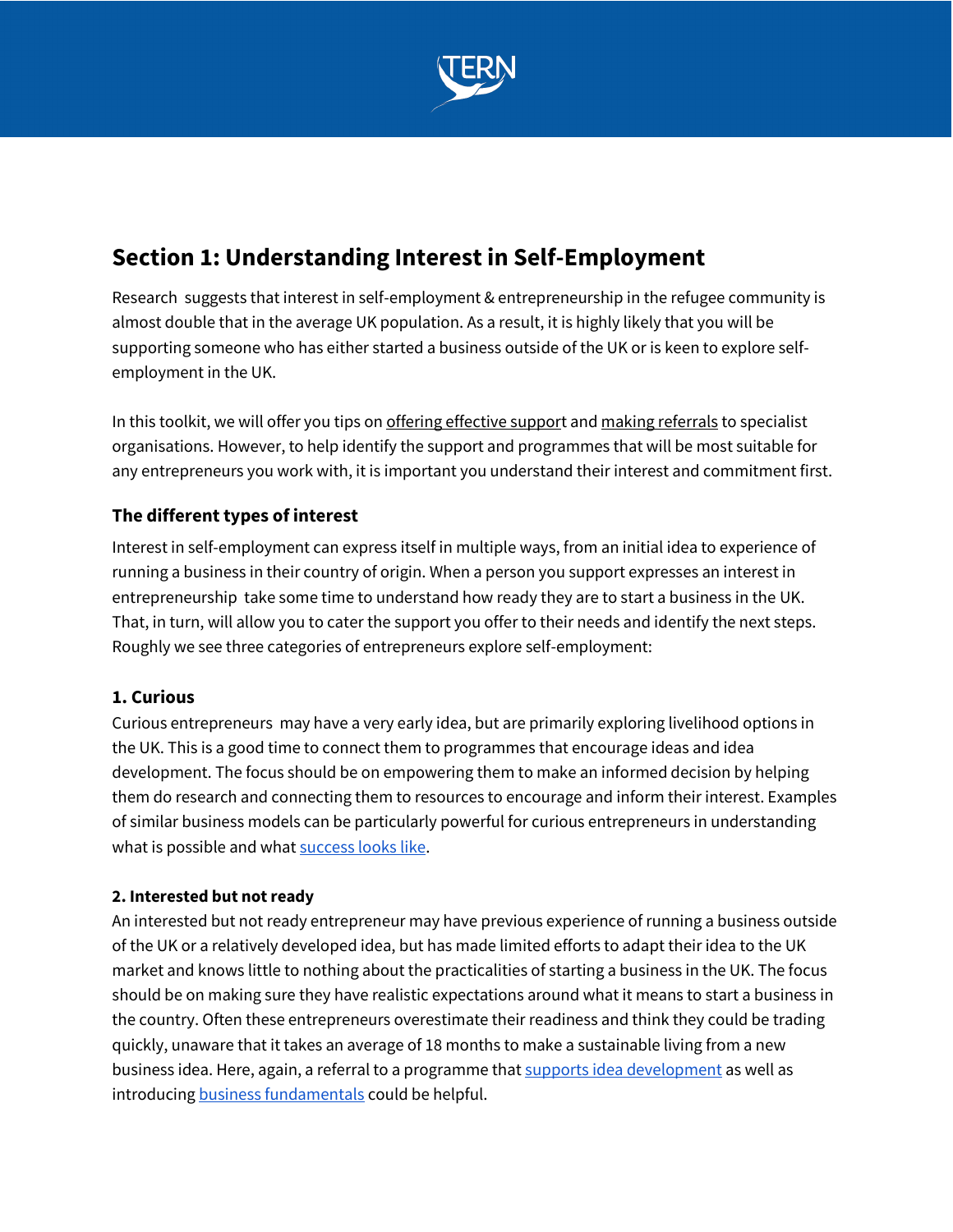## Section 1: Understanding Interest in Self-Employment

Research suggests that interest in self-employment & entrepreneurship in the refugee community is almost double that in the average UK population. As a result, it is highly likely that you will be supporting someone who has either started a business outside of the UK or is keen to explore self-employment in the UK.

In this toolkit, we will offer you tips on offering effective support and making referrals to specialist organisations. However, to help identify the support and programmes that will be most suitable for any entrepreneurs you work with, it is important you understand their interest and commitment first.

### The different types of interest

Interest in self-employment can express itself in multiple ways, from an initial idea to experience of running a business in their country of origin. When a person you support expresses an interest in entrepreneurship take some time to understand how ready they are to start a business in the UK. That, in turn, will allow you to cater the support you offer to their needs and identify the next steps. Roughly we see three categories of entrepreneurs explore self-employment:

#### 1. Curious

Curious entrepreneurs may have a very early idea, but are primarily exploring livelihood options in the UK. This is a good time to connect them to programmes that encourage ideas and idea development. The focus should be on empowering them to make an informed decision by helping them do research and connecting them to resources to encourage and inform their interest. Examples of similar business models can be particularly powerful for curious entrepreneurs in understanding what is possible and what success looks like.

#### 2. Interested but not ready

An interested but not ready entrepreneur may have previous experience of running a business outside of the UK or a relatively developed idea, but has made limited efforts to adapt their idea to the UK market and knows little to nothing about the practicalities of starting a business in the UK. The focus should be on making sure they have realistic expectations around what it means to start a business in the country. Often these entrepreneurs overestimate their readiness and think they could be trading quickly, unaware that it takes an average of 18 months to make a sustainable living from a new business idea. Here, again, a referral to a programme that supports idea development as well as introducing business fundamentals could be helpful.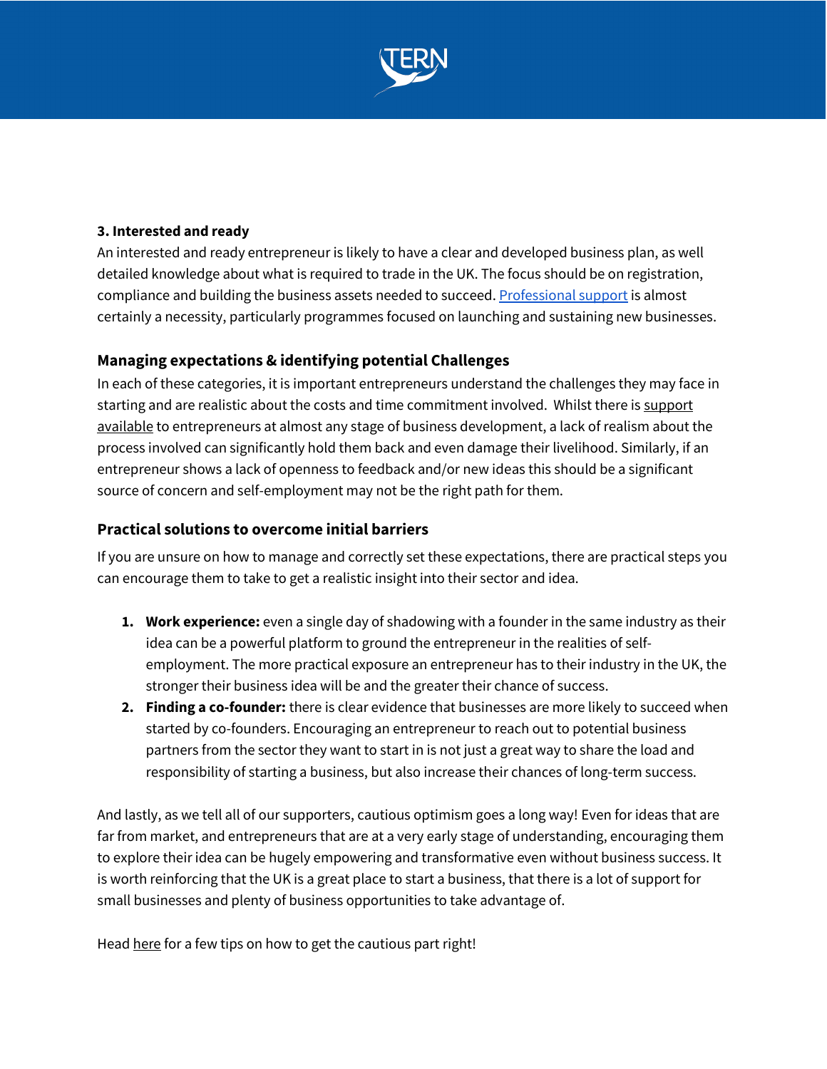**3. Interested and ready**

An interested and ready entrepreneur is likely to have a clear and developed business plan, as well detailed knowledge about what is required to trade in the UK. The focus should be on registration, compliance and building the business assets needed to succeed. Professional support is almost certainly a necessity, particularly programmes focused on launching and sustaining new businesses.

## Managing expectations & identifying potential Challenges

In each of these categories, it is important entrepreneurs understand the challenges they may face in starting and are realistic about the costs and time commitment involved. Whilst there is support available to entrepreneurs at almost any stage of business development, a lack of realism about the process involved can significantly hold them back and even damage their livelihood. Similarly, if an entrepreneur shows a lack of openness to feedback and/or new ideas this should be a significant source of concern and self-employment may not be the right path for them.

## Practical solutions to overcome initial barriers

If you are unsure on how to manage and correctly set these expectations, there are practical steps you can encourage them to take to get a realistic insight into their sector and idea.

1. **Work experience:** even a single day of shadowing with a founder in the same industry as their idea can be a powerful platform to ground the entrepreneur in the realities of self-employment. The more practical exposure an entrepreneur has to their industry in the UK, the stronger their business idea will be and the greater their chance of success.
2. **Finding a co-founder:** there is clear evidence that businesses are more likely to succeed when started by co-founders. Encouraging an entrepreneur to reach out to potential business partners from the sector they want to start in is not just a great way to share the load and responsibility of starting a business, but also increase their chances of long-term success.

And lastly, as we tell all of our supporters, cautious optimism goes a long way! Even for ideas that are far from market, and entrepreneurs that are at a very early stage of understanding, encouraging them to explore their idea can be hugely empowering and transformative even without business success. It is worth reinforcing that the UK is a great place to start a business, that there is a lot of support for small businesses and plenty of business opportunities to take advantage of.

Head here for a few tips on how to get the cautious part right!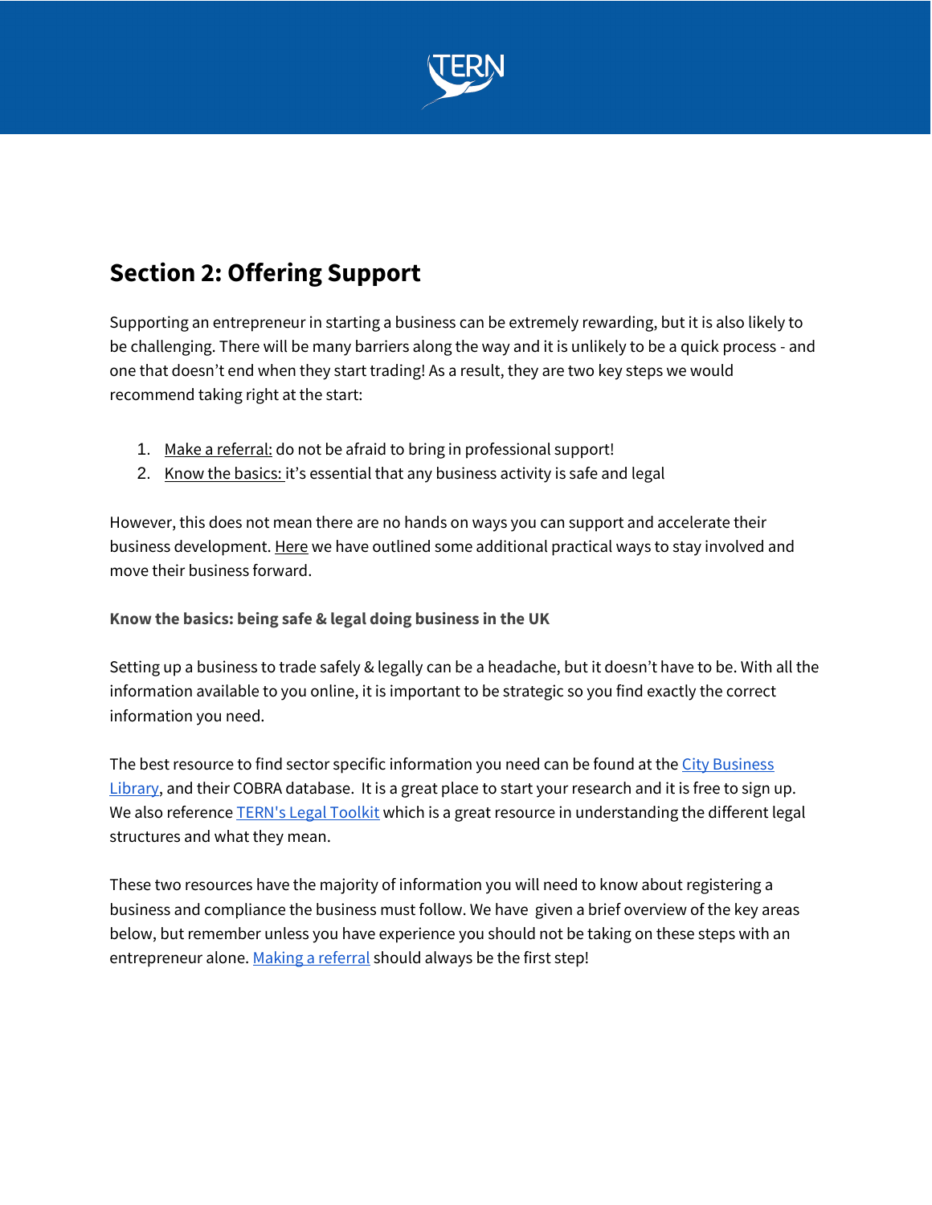## Section 2: Offering Support

Supporting an entrepreneur in starting a business can be extremely rewarding, but it is also likely to be challenging. There will be many barriers along the way and it is unlikely to be a quick process - and one that doesn't end when they start trading! As a result, they are two key steps we would recommend taking right at the start:

1. Make a referral: do not be afraid to bring in professional support!
2. Know the basics: it's essential that any business activity is safe and legal

However, this does not mean there are no hands on ways you can support and accelerate their business development. Here we have outlined some additional practical ways to stay involved and move their business forward.

**Know the basics: being safe & legal doing business in the UK**

Setting up a business to trade safely & legally can be a headache, but it doesn't have to be. With all the information available to you online, it is important to be strategic so you find exactly the correct information you need.

The best resource to find sector specific information you need can be found at the City Business Library, and their COBRA database. It is a great place to start your research and it is free to sign up. We also reference TERN's Legal Toolkit which is a great resource in understanding the different legal structures and what they mean.

These two resources have the majority of information you will need to know about registering a business and compliance the business must follow. We have given a brief overview of the key areas below, but remember unless you have experience you should not be taking on these steps with an entrepreneur alone. Making a referral should always be the first step!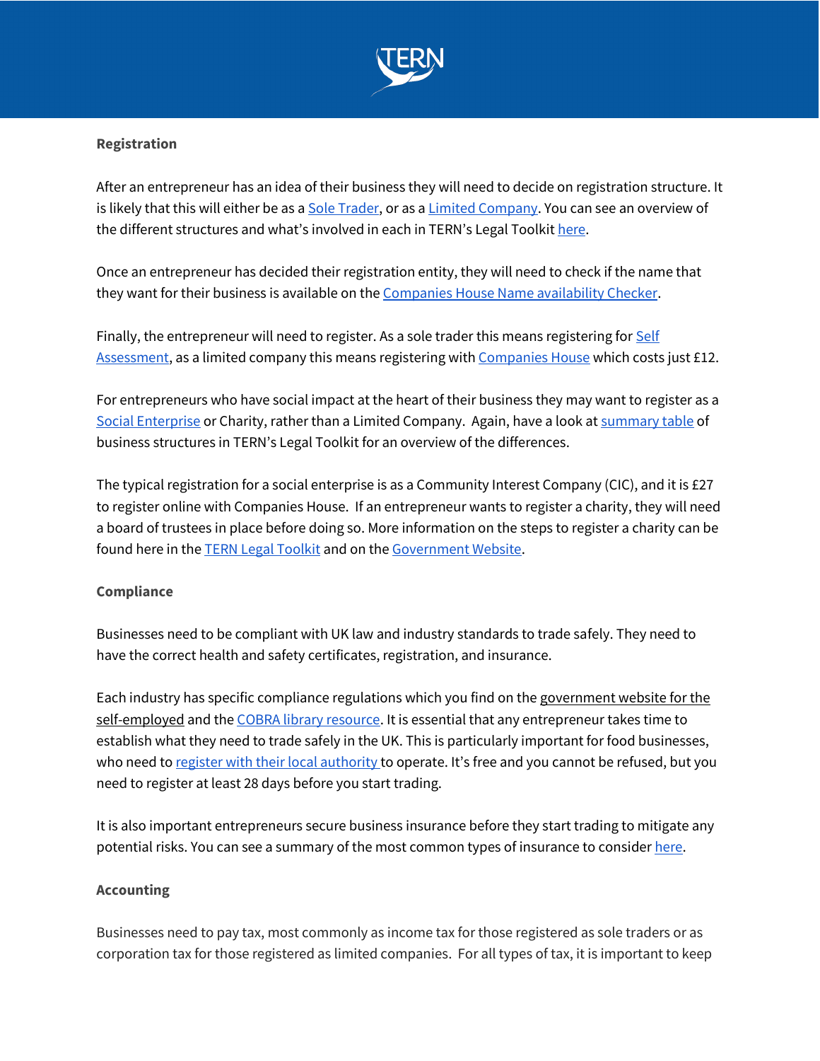**Registration**

After an entrepreneur has an idea of their business they will need to decide on registration structure. It is likely that this will either be as a Sole Trader, or as a Limited Company. You can see an overview of the different structures and what's involved in each in TERN's Legal Toolkit here.

Once an entrepreneur has decided their registration entity, they will need to check if the name that they want for their business is available on the Companies House Name availability Checker.

Finally, the entrepreneur will need to register. As a sole trader this means registering for Self Assessment, as a limited company this means registering with Companies House which costs just £12.

For entrepreneurs who have social impact at the heart of their business they may want to register as a Social Enterprise or Charity, rather than a Limited Company. Again, have a look at summary table of business structures in TERN's Legal Toolkit for an overview of the differences.

The typical registration for a social enterprise is as a Community Interest Company (CIC), and it is £27 to register online with Companies House. If an entrepreneur wants to register a charity, they will need a board of trustees in place before doing so. More information on the steps to register a charity can be found here in the TERN Legal Toolkit and on the Government Website.

**Compliance**

Businesses need to be compliant with UK law and industry standards to trade safely. They need to have the correct health and safety certificates, registration, and insurance.

Each industry has specific compliance regulations which you find on the government website for the self-employed and the COBRA library resource. It is essential that any entrepreneur takes time to establish what they need to trade safely in the UK. This is particularly important for food businesses, who need to register with their local authority to operate. It's free and you cannot be refused, but you need to register at least 28 days before you start trading.

It is also important entrepreneurs secure business insurance before they start trading to mitigate any potential risks. You can see a summary of the most common types of insurance to consider here.

**Accounting**

Businesses need to pay tax, most commonly as income tax for those registered as sole traders or as corporation tax for those registered as limited companies. For all types of tax, it is important to keep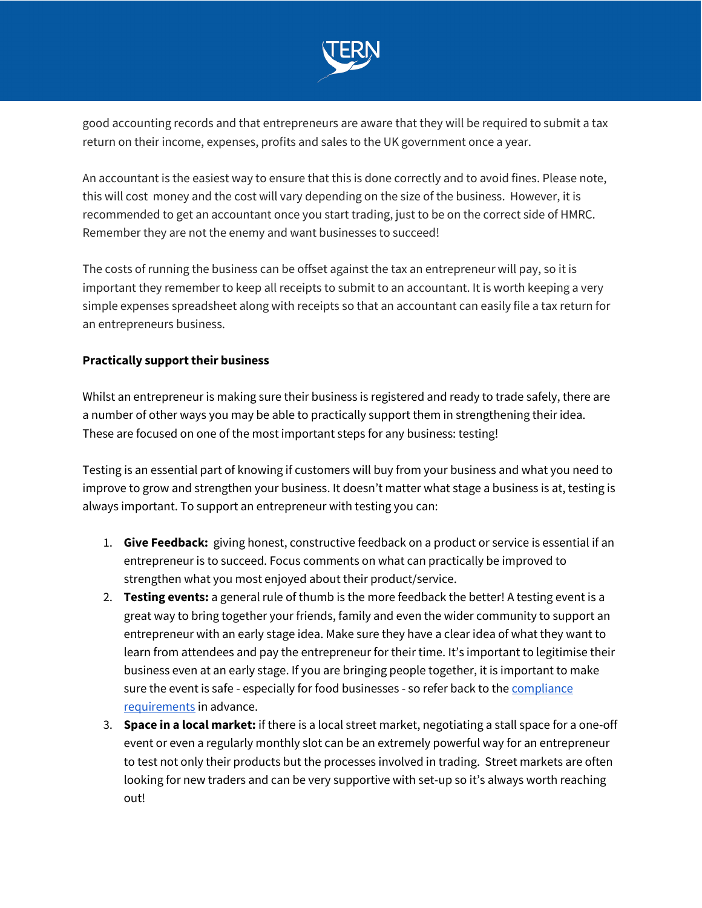good accounting records and that entrepreneurs are aware that they will be required to submit a tax return on their income, expenses, profits and sales to the UK government once a year.

An accountant is the easiest way to ensure that this is done correctly and to avoid fines. Please note, this will cost money and the cost will vary depending on the size of the business. However, it is recommended to get an accountant once you start trading, just to be on the correct side of HMRC. Remember they are not the enemy and want businesses to succeed!

The costs of running the business can be offset against the tax an entrepreneur will pay, so it is important they remember to keep all receipts to submit to an accountant. It is worth keeping a very simple expenses spreadsheet along with receipts so that an accountant can easily file a tax return for an entrepreneurs business.

**Practically support their business**

Whilst an entrepreneur is making sure their business is registered and ready to trade safely, there are a number of other ways you may be able to practically support them in strengthening their idea. These are focused on one of the most important steps for any business: testing!

Testing is an essential part of knowing if customers will buy from your business and what you need to improve to grow and strengthen your business. It doesn't matter what stage a business is at, testing is always important. To support an entrepreneur with testing you can:

1. **Give Feedback:** giving honest, constructive feedback on a product or service is essential if an entrepreneur is to succeed. Focus comments on what can practically be improved to strengthen what you most enjoyed about their product/service.
2. **Testing events:** a general rule of thumb is the more feedback the better! A testing event is a great way to bring together your friends, family and even the wider community to support an entrepreneur with an early stage idea. Make sure they have a clear idea of what they want to learn from attendees and pay the entrepreneur for their time. It's important to legitimise their business even at an early stage. If you are bringing people together, it is important to make sure the event is safe - especially for food businesses - so refer back to the compliance requirements in advance.
3. **Space in a local market:** if there is a local street market, negotiating a stall space for a one-off event or even a regularly monthly slot can be an extremely powerful way for an entrepreneur to test not only their products but the processes involved in trading. Street markets are often looking for new traders and can be very supportive with set-up so it's always worth reaching out!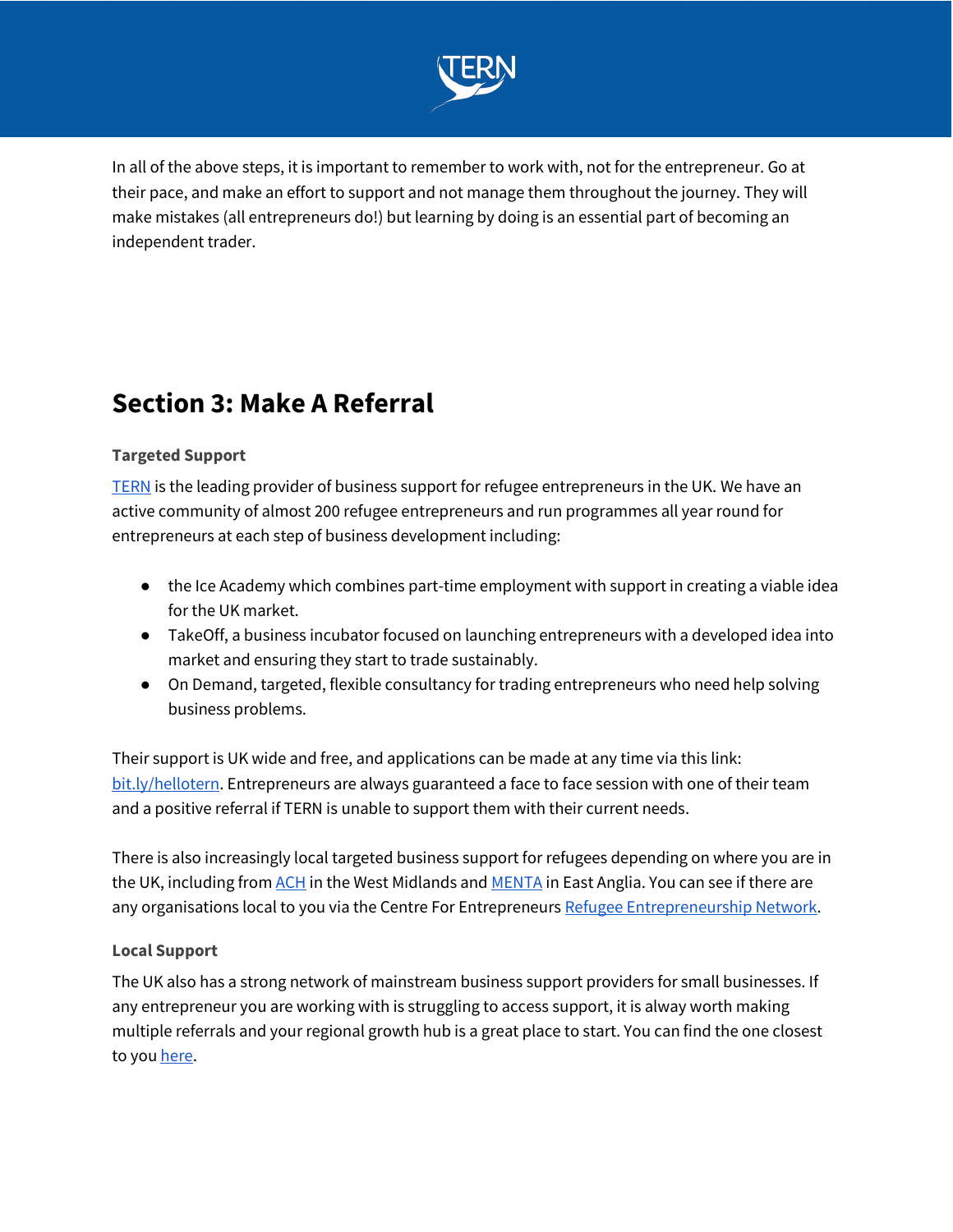In all of the above steps, it is important to remember to work with, not for the entrepreneur. Go at their pace, and make an effort to support and not manage them throughout the journey. They will make mistakes (all entrepreneurs do!) but learning by doing is an essential part of becoming an independent trader.

## Section 3: Make A Referral

**Targeted Support**

TERN is the leading provider of business support for refugee entrepreneurs in the UK. We have an active community of almost 200 refugee entrepreneurs and run programmes all year round for entrepreneurs at each step of business development including:

- the Ice Academy which combines part-time employment with support in creating a viable idea for the UK market.
- TakeOff, a business incubator focused on launching entrepreneurs with a developed idea into market and ensuring they start to trade sustainably.
- On Demand, targeted, flexible consultancy for trading entrepreneurs who need help solving business problems.

Their support is UK wide and free, and applications can be made at any time via this link: bit.ly/hellotern. Entrepreneurs are always guaranteed a face to face session with one of their team and a positive referral if TERN is unable to support them with their current needs.

There is also increasingly local targeted business support for refugees depending on where you are in the UK, including from ACH in the West Midlands and MENTA in East Anglia. You can see if there are any organisations local to you via the Centre For Entrepreneurs Refugee Entrepreneurship Network.

**Local Support**

The UK also has a strong network of mainstream business support providers for small businesses. If any entrepreneur you are working with is struggling to access support, it is alway worth making multiple referrals and your regional growth hub is a great place to start. You can find the one closest to you here.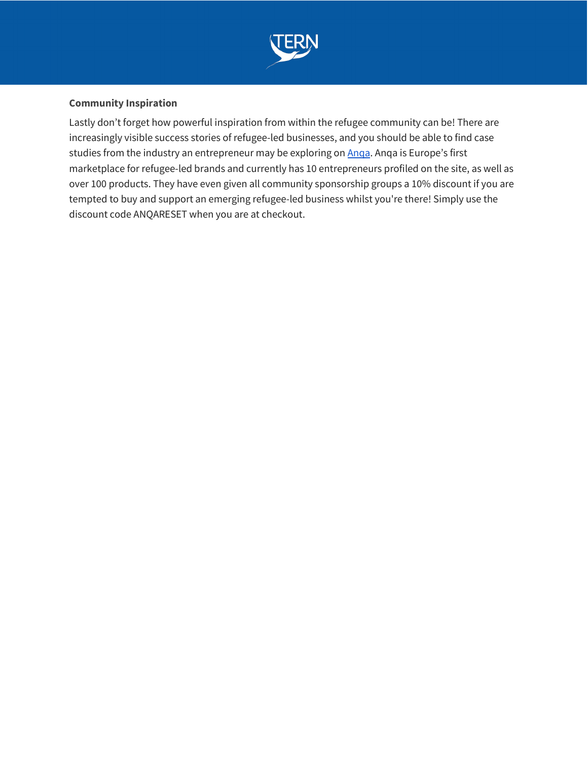**Community Inspiration**

Lastly don't forget how powerful inspiration from within the refugee community can be! There are increasingly visible success stories of refugee-led businesses, and you should be able to find case studies from the industry an entrepreneur may be exploring on Anqa. Anqa is Europe's first marketplace for refugee-led brands and currently has 10 entrepreneurs profiled on the site, as well as over 100 products. They have even given all community sponsorship groups a 10% discount if you are tempted to buy and support an emerging refugee-led business whilst you're there! Simply use the discount code ANQARESET when you are at checkout.